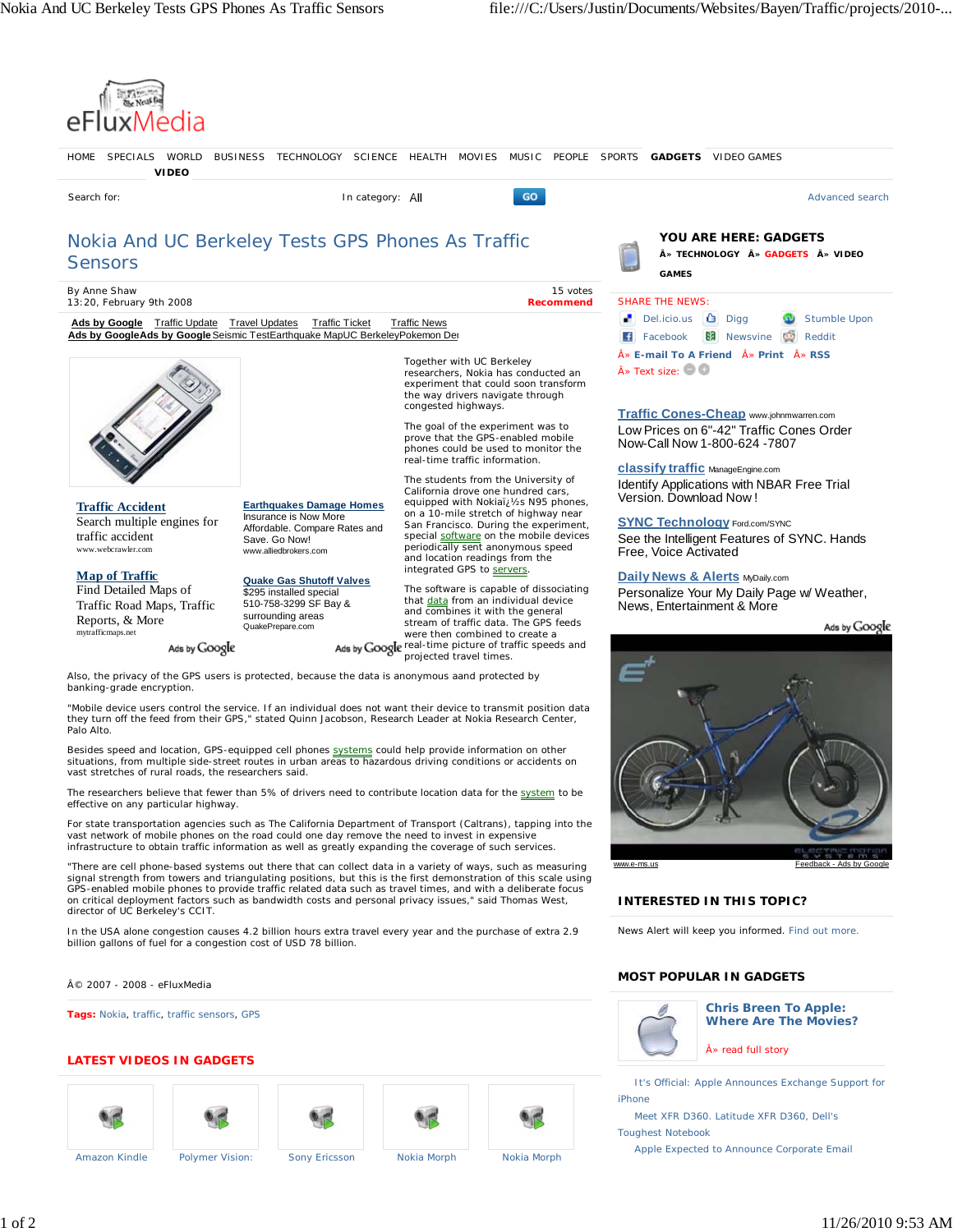eFluxMedia

HOME SPECIALS WORLD BUSINESS TECHNOLOGY SCIENCE HEALTH MOVIES MUSIC PEOPLE SPORTS **GADGETS** VIDEO GAMES **VIDEO**

Search for: In category: All GO Advanced search

# Nokia And UC Berkeley Tests GPS Phones As Traffic Sensors

By Anne Shaw
13:20, February 9th 2008

15 votes
**Recommend**

Ads by Google Traffic Update Travel Updates Traffic Ticket Traffic News
Ads by GoogleAds by Google Seismic TestEarthquake MapUC BerkeleyPokemon Dei

**Traffic Accident**
Search multiple engines for traffic accident
www.webcrawler.com

**Map of Traffic**
Find Detailed Maps of Traffic Road Maps, Traffic Reports, & More
mytrafficmaps.net

Ads by Google

**Earthquakes Damage Homes**
Insurance is Now More Affordable. Compare Rates and Save. Go Now!
www.alliedbrokers.com

**Quake Gas Shutoff Valves**
$295 installed special 510-758-3299 SF Bay & surrounding areas
QuakePrepare.com

Ads by Google

Together with UC Berkeley researchers, Nokia has conducted an experiment that could soon transform the way drivers navigate through congested highways.

The goal of the experiment was to prove that the GPS-enabled mobile phones could be used to monitor the real-time traffic information.

The students from the University of California drove one hundred cars, equipped with Nokiaï¿½s N95 phones, on a 10-mile stretch of highway near San Francisco. During the experiment, special software on the mobile devices periodically sent anonymous speed and location readings from the integrated GPS to servers.

The software is capable of dissociating that data from an individual device and combines it with the general stream of traffic data. The GPS feeds were then combined to create a real-time picture of traffic speeds and projected travel times.

Also, the privacy of the GPS users is protected, because the data is anonymous aand protected by banking-grade encryption.

"Mobile device users control the service. If an individual does not want their device to transmit position data they turn off the feed from their GPS," stated Quinn Jacobson, Research Leader at Nokia Research Center, Palo Alto.

Besides speed and location, GPS-equipped cell phones systems could help provide information on other situations, from multiple side-street routes in urban areas to hazardous driving conditions or accidents on vast stretches of rural roads, the researchers said.

The researchers believe that fewer than 5% of drivers need to contribute location data for the system to be effective on any particular highway.

For state transportation agencies such as The California Department of Transport (Caltrans), tapping into the vast network of mobile phones on the road could one day remove the need to invest in expensive infrastructure to obtain traffic information as well as greatly expanding the coverage of such services.

"There are cell phone-based systems out there that can collect data in a variety of ways, such as measuring signal strength from towers and triangulating positions, but this is the first demonstration of this scale using GPS-enabled mobile phones to provide traffic related data such as travel times, and with a deliberate focus on critical deployment factors such as bandwidth costs and personal privacy issues," said Thomas West, director of UC Berkeley's CCIT.

In the USA alone congestion causes 4.2 billion hours extra travel every year and the purchase of extra 2.9 billion gallons of fuel for a congestion cost of USD 78 billion.

Â© 2007 - 2008 - eFluxMedia

**Tags:** Nokia, traffic, traffic sensors, GPS

## LATEST VIDEOS IN GADGETS

Amazon Kindle | Polymer Vision: | Sony Ericsson | Nokia Morph | Nokia Morph

**YOU ARE HERE: GADGETS**
Â» TECHNOLOGY Â» GADGETS Â» VIDEO GAMES

SHARE THE NEWS:
Del.icio.us | Digg | Stumble Upon | Facebook | Newsvine | Reddit
Â» E-mail To A Friend Â» Print Â» RSS
Â» Text size:

**Traffic Cones-Cheap** www.johnmwarren.com
Low Prices on 6"-42" Traffic Cones Order Now-Call Now 1-800-624 -7807

**classify traffic** ManageEngine.com
Identify Applications with NBAR Free Trial Version. Download Now!

**SYNC Technology** Ford.com/SYNC
See the Intelligent Features of SYNC. Hands Free, Voice Activated

**Daily News & Alerts** MyDaily.com
Personalize Your My Daily Page w/ Weather, News, Entertainment & More

Ads by Google

www.e-ms.us Feedback - Ads by Google

**INTERESTED IN THIS TOPIC?**

News Alert will keep you informed. Find out more.

**MOST POPULAR IN GADGETS**

**Chris Breen To Apple: Where Are The Movies?**
Â» read full story

It's Official: Apple Announces Exchange Support for iPhone

Meet XFR D360. Latitude XFR D360, Dell's Toughest Notebook

Apple Expected to Announce Corporate Email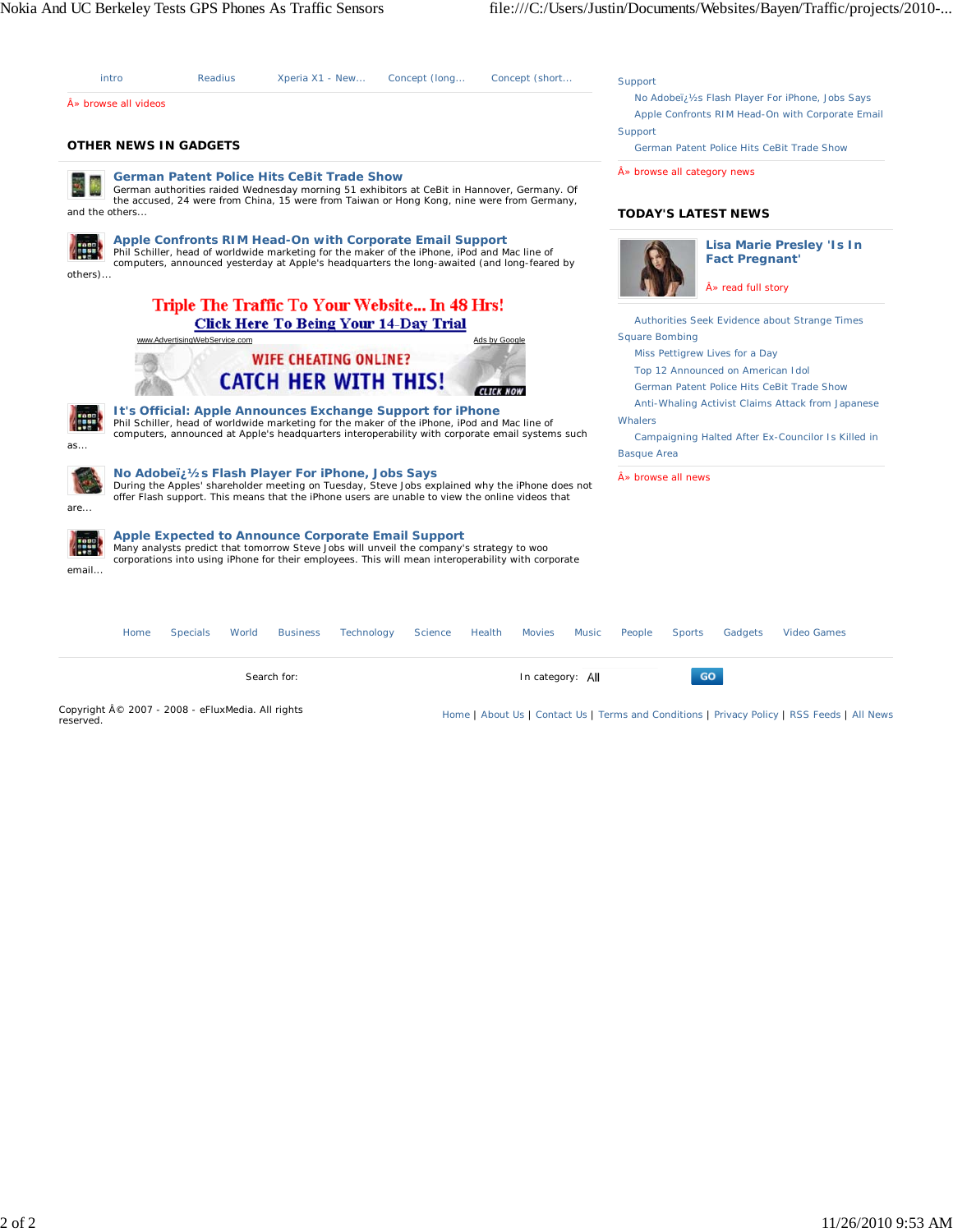intro | Readius | Xperia X1 - New... | Concept (long... | Concept (short...

» browse all videos

## OTHER NEWS IN GADGETS

### German Patent Police Hits CeBit Trade Show

German authorities raided Wednesday morning 51 exhibitors at CeBit in Hannover, Germany. Of the accused, 24 were from China, 15 were from Taiwan or Hong Kong, nine were from Germany, and the others...

### Apple Confronts RIM Head-On with Corporate Email Support

Phil Schiller, head of worldwide marketing for the maker of the iPhone, iPod and Mac line of computers, announced yesterday at Apple's headquarters the long-awaited (and long-feared by others)...

Triple The Traffic To Your Website... In 48 Hrs!
Click Here To Being Your 14-Day Trial

www.AdvertisingWebService.com | Ads by Google

WIFE CHEATING ONLINE?
CATCH HER WITH THIS!
CLICK NOW

### It's Official: Apple Announces Exchange Support for iPhone

Phil Schiller, head of worldwide marketing for the maker of the iPhone, iPod and Mac line of computers, announced at Apple's headquarters interoperability with corporate email systems such as...

### No Adobeï¿½s Flash Player For iPhone, Jobs Says

During the Apples' shareholder meeting on Tuesday, Steve Jobs explained why the iPhone does not offer Flash support. This means that the iPhone users are unable to view the online videos that are...

### Apple Expected to Announce Corporate Email Support

Many analysts predict that tomorrow Steve Jobs will unveil the company's strategy to woo corporations into using iPhone for their employees. This will mean interoperability with corporate email...

- Support
- No Adobeï¿½s Flash Player For iPhone, Jobs Says
- Apple Confronts RIM Head-On with Corporate Email Support
- German Patent Police Hits CeBit Trade Show

» browse all category news

## TODAY'S LATEST NEWS

### Lisa Marie Presley 'Is In Fact Pregnant'

» read full story

- Authorities Seek Evidence about Strange Times Square Bombing
- Miss Pettigrew Lives for a Day
- Top 12 Announced on American Idol
- German Patent Police Hits CeBit Trade Show
- Anti-Whaling Activist Claims Attack from Japanese Whalers
- Campaigning Halted After Ex-Councilor Is Killed in Basque Area

» browse all news

Home | Specials | World | Business | Technology | Science | Health | Movies | Music | People | Sports | Gadgets | Video Games

Search for: In category: All GO

Copyright Â© 2007 - 2008 - eFluxMedia. All rights reserved.

Home | About Us | Contact Us | Terms and Conditions | Privacy Policy | RSS Feeds | All News